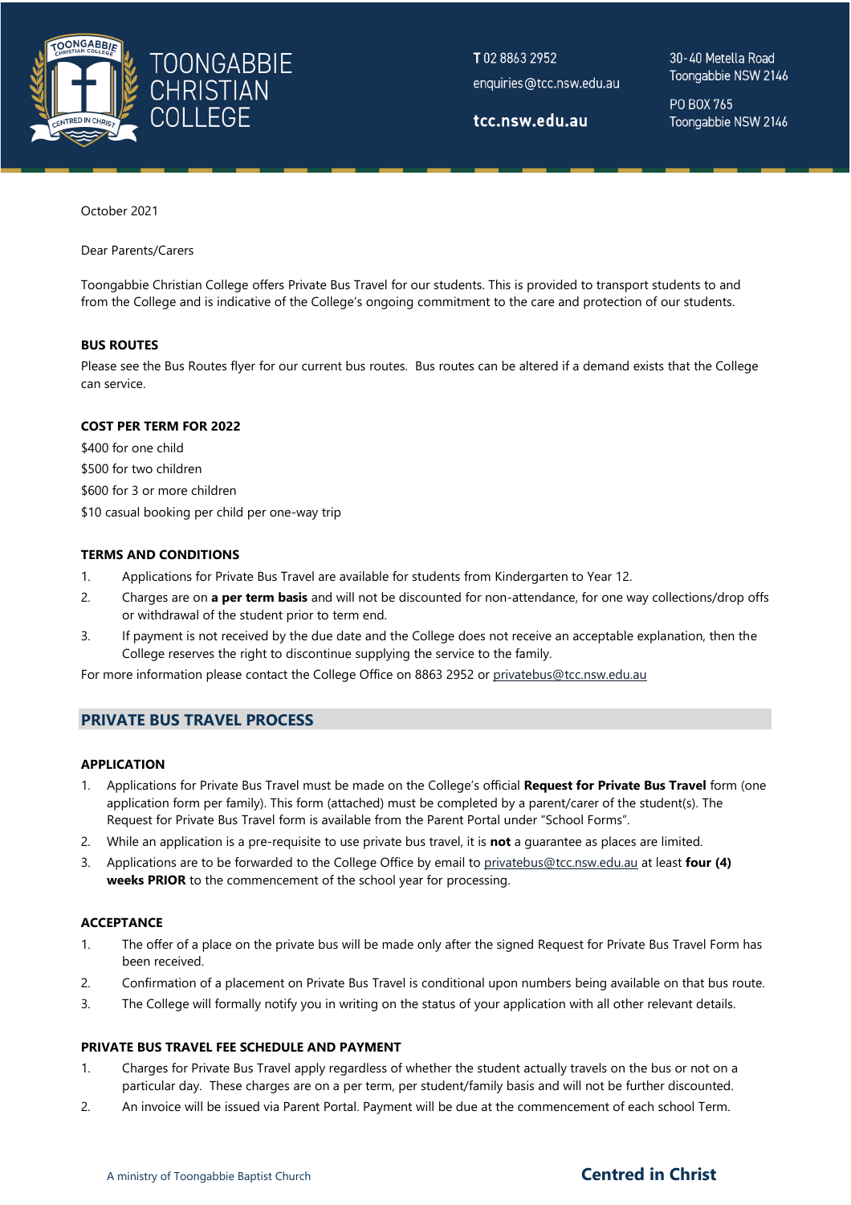October 2021

Dear Parents/Carers

Toongabbie Christian College offers Private Bus Travel for our students. This is provided to transport students to and from the College and is indicative of the College's ongoing commitment to the care and protection of our students.

**BUS ROUTES**

Please see the Bus Routes flyer for our current bus routes. Bus routes can be altered if a demand exists that the College can service.

**COST PER TERM FOR 2022**

$400 for one child
$500 for two children
$600 for 3 or more children
$10 casual booking per child per one-way trip

**TERMS AND CONDITIONS**

1. Applications for Private Bus Travel are available for students from Kindergarten to Year 12.
2. Charges are on **a per term basis** and will not be discounted for non-attendance, for one way collections/drop offs or withdrawal of the student prior to term end.
3. If payment is not received by the due date and the College does not receive an acceptable explanation, then the College reserves the right to discontinue supplying the service to the family.

For more information please contact the College Office on 8863 2952 or privatebus@tcc.nsw.edu.au

## PRIVATE BUS TRAVEL PROCESS

**APPLICATION**

1. Applications for Private Bus Travel must be made on the College's official **Request for Private Bus Travel** form (one application form per family). This form (attached) must be completed by a parent/carer of the student(s). The Request for Private Bus Travel form is available from the Parent Portal under "School Forms".
2. While an application is a pre-requisite to use private bus travel, it is **not** a guarantee as places are limited.
3. Applications are to be forwarded to the College Office by email to privatebus@tcc.nsw.edu.au at least **four (4) weeks PRIOR** to the commencement of the school year for processing.

**ACCEPTANCE**

1. The offer of a place on the private bus will be made only after the signed Request for Private Bus Travel Form has been received.
2. Confirmation of a placement on Private Bus Travel is conditional upon numbers being available on that bus route.
3. The College will formally notify you in writing on the status of your application with all other relevant details.

**PRIVATE BUS TRAVEL FEE SCHEDULE AND PAYMENT**

1. Charges for Private Bus Travel apply regardless of whether the student actually travels on the bus or not on a particular day. These charges are on a per term, per student/family basis and will not be further discounted.
2. An invoice will be issued via Parent Portal. Payment will be due at the commencement of each school Term.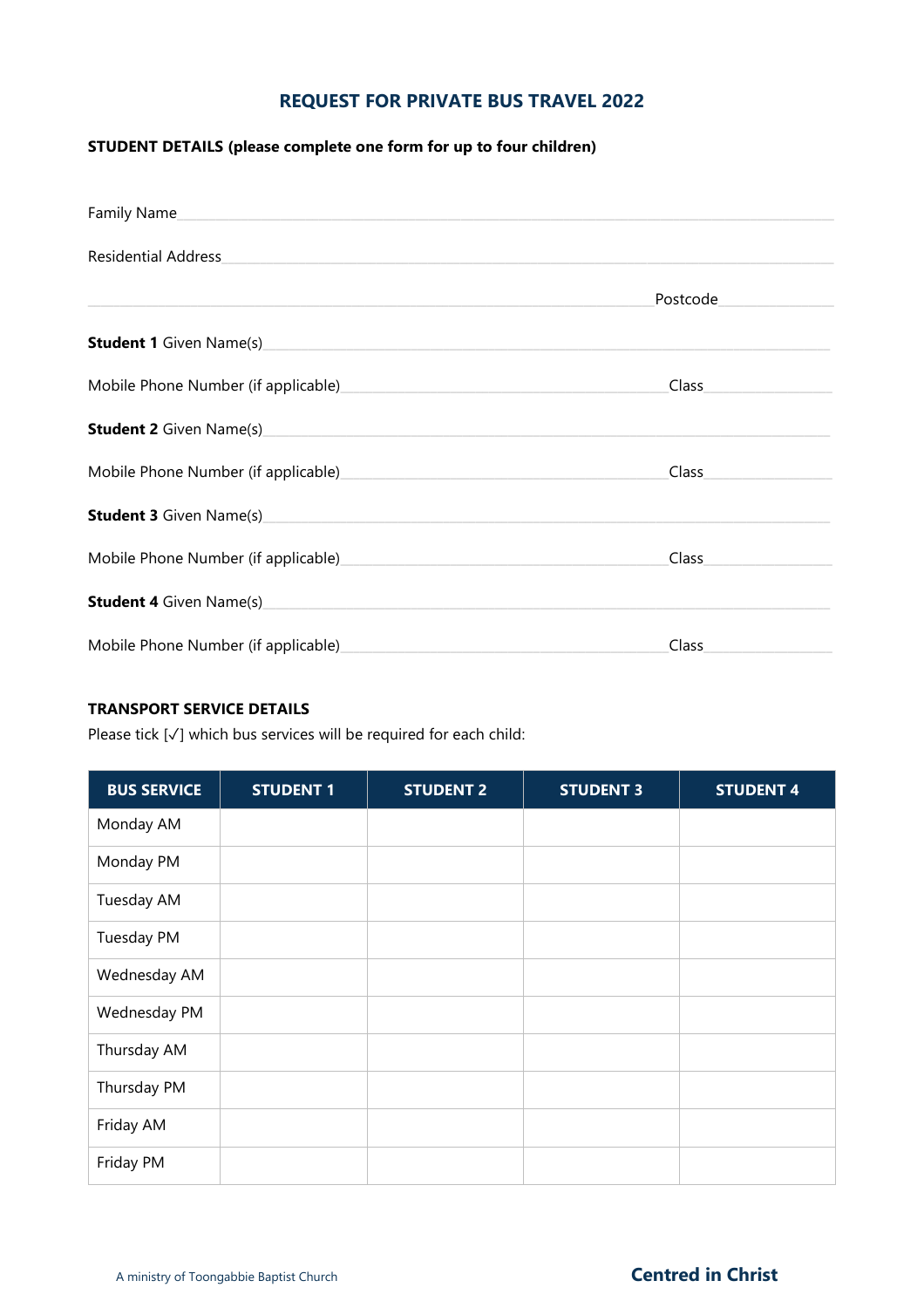# REQUEST FOR PRIVATE BUS TRAVEL 2022

**STUDENT DETAILS (please complete one form for up to four children)**

Family Name\_\_\_\_\_\_\_\_\_\_\_\_\_\_\_\_\_\_\_\_\_\_\_\_\_\_\_\_\_\_\_\_\_\_\_\_\_\_\_\_

Residential Address\_\_\_\_\_\_\_\_\_\_\_\_\_\_\_\_\_\_\_\_\_\_\_\_\_\_\_\_\_\_\_\_\_\_\_\_\_\_\_\_

\_\_\_\_\_\_\_\_\_\_\_\_\_\_\_\_\_\_\_\_\_\_\_\_\_\_\_\_\_\_\_\_\_\_\_\_\_\_\_\_ Postcode\_\_\_\_\_\_\_\_\_\_

**Student 1** Given Name(s)\_\_\_\_\_\_\_\_\_\_\_\_\_\_\_\_\_\_\_\_\_\_\_\_\_\_\_\_\_\_\_\_\_\_\_\_\_\_\_\_

Mobile Phone Number (if applicable)\_\_\_\_\_\_\_\_\_\_\_\_\_\_\_\_\_\_\_\_\_\_\_\_\_\_\_\_\_\_ Class\_\_\_\_\_\_\_\_\_\_

**Student 2** Given Name(s)\_\_\_\_\_\_\_\_\_\_\_\_\_\_\_\_\_\_\_\_\_\_\_\_\_\_\_\_\_\_\_\_\_\_\_\_\_\_\_\_

Mobile Phone Number (if applicable)\_\_\_\_\_\_\_\_\_\_\_\_\_\_\_\_\_\_\_\_\_\_\_\_\_\_\_\_\_\_ Class\_\_\_\_\_\_\_\_\_\_

**Student 3** Given Name(s)\_\_\_\_\_\_\_\_\_\_\_\_\_\_\_\_\_\_\_\_\_\_\_\_\_\_\_\_\_\_\_\_\_\_\_\_\_\_\_\_

Mobile Phone Number (if applicable)\_\_\_\_\_\_\_\_\_\_\_\_\_\_\_\_\_\_\_\_\_\_\_\_\_\_\_\_\_\_ Class\_\_\_\_\_\_\_\_\_\_

**Student 4** Given Name(s)\_\_\_\_\_\_\_\_\_\_\_\_\_\_\_\_\_\_\_\_\_\_\_\_\_\_\_\_\_\_\_\_\_\_\_\_\_\_\_\_

Mobile Phone Number (if applicable)\_\_\_\_\_\_\_\_\_\_\_\_\_\_\_\_\_\_\_\_\_\_\_\_\_\_\_\_\_\_ Class\_\_\_\_\_\_\_\_\_\_

**TRANSPORT SERVICE DETAILS**

Please tick [✓] which bus services will be required for each child:

| BUS SERVICE | STUDENT 1 | STUDENT 2 | STUDENT 3 | STUDENT 4 |
|---|---|---|---|---|
| Monday AM | | | | |
| Monday PM | | | | |
| Tuesday AM | | | | |
| Tuesday PM | | | | |
| Wednesday AM | | | | |
| Wednesday PM | | | | |
| Thursday AM | | | | |
| Thursday PM | | | | |
| Friday AM | | | | |
| Friday PM | | | | |

A ministry of Toongabbie Baptist Church

**Centred in Christ**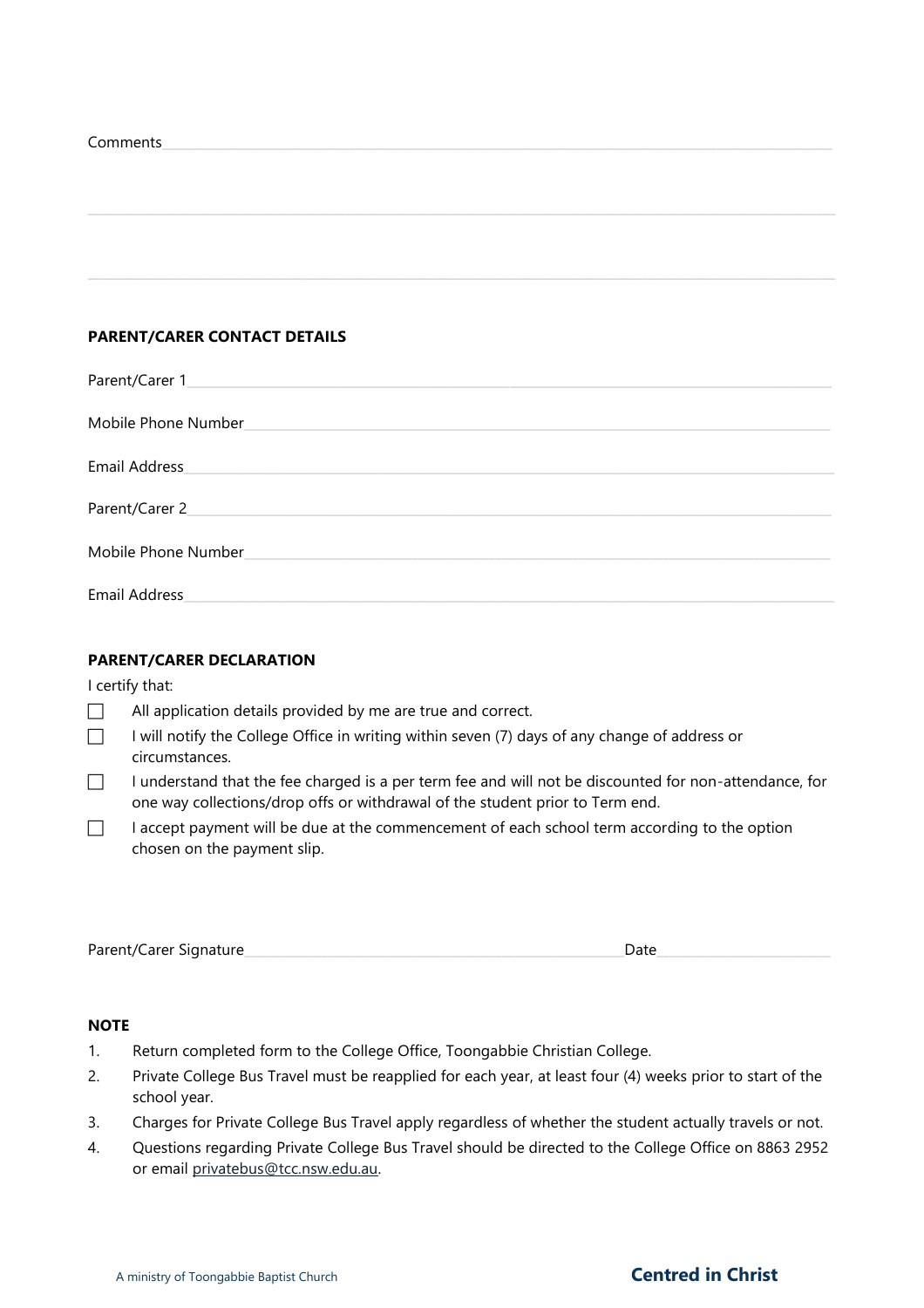Comments\_\_\_\_\_\_\_\_\_\_\_\_\_\_\_\_\_\_\_\_\_\_\_\_\_\_\_\_\_\_\_\_\_\_\_\_\_\_\_\_\_\_\_\_\_\_\_\_\_\_\_\_\_\_\_\_\_\_\_\_

\_\_\_\_\_\_\_\_\_\_\_\_\_\_\_\_\_\_\_\_\_\_\_\_\_\_\_\_\_\_\_\_\_\_\_\_\_\_\_\_\_\_\_\_\_\_\_\_\_\_\_\_\_\_\_\_\_\_\_\_\_\_\_\_\_\_\_\_

\_\_\_\_\_\_\_\_\_\_\_\_\_\_\_\_\_\_\_\_\_\_\_\_\_\_\_\_\_\_\_\_\_\_\_\_\_\_\_\_\_\_\_\_\_\_\_\_\_\_\_\_\_\_\_\_\_\_\_\_\_\_\_\_\_\_\_\_

**PARENT/CARER CONTACT DETAILS**

Parent/Carer 1\_\_\_\_\_\_\_\_\_\_\_\_\_\_\_\_\_\_\_\_\_\_\_\_\_\_\_\_\_\_\_\_\_\_\_\_\_\_\_\_\_\_\_\_\_\_\_\_\_\_\_\_\_\_\_\_

Mobile Phone Number\_\_\_\_\_\_\_\_\_\_\_\_\_\_\_\_\_\_\_\_\_\_\_\_\_\_\_\_\_\_\_\_\_\_\_\_\_\_\_\_\_\_\_\_\_\_\_\_\_\_\_

Email Address\_\_\_\_\_\_\_\_\_\_\_\_\_\_\_\_\_\_\_\_\_\_\_\_\_\_\_\_\_\_\_\_\_\_\_\_\_\_\_\_\_\_\_\_\_\_\_\_\_\_\_\_\_\_\_\_\_

Parent/Carer 2\_\_\_\_\_\_\_\_\_\_\_\_\_\_\_\_\_\_\_\_\_\_\_\_\_\_\_\_\_\_\_\_\_\_\_\_\_\_\_\_\_\_\_\_\_\_\_\_\_\_\_\_\_\_\_\_

Mobile Phone Number\_\_\_\_\_\_\_\_\_\_\_\_\_\_\_\_\_\_\_\_\_\_\_\_\_\_\_\_\_\_\_\_\_\_\_\_\_\_\_\_\_\_\_\_\_\_\_\_\_\_\_

Email Address\_\_\_\_\_\_\_\_\_\_\_\_\_\_\_\_\_\_\_\_\_\_\_\_\_\_\_\_\_\_\_\_\_\_\_\_\_\_\_\_\_\_\_\_\_\_\_\_\_\_\_\_\_\_\_\_\_

**PARENT/CARER DECLARATION**

I certify that:

- ☐ All application details provided by me are true and correct.
- ☐ I will notify the College Office in writing within seven (7) days of any change of address or circumstances.
- ☐ I understand that the fee charged is a per term fee and will not be discounted for non-attendance, for one way collections/drop offs or withdrawal of the student prior to Term end.
- ☐ I accept payment will be due at the commencement of each school term according to the option chosen on the payment slip.

Parent/Carer Signature\_\_\_\_\_\_\_\_\_\_\_\_\_\_\_\_\_\_\_\_\_\_\_\_\_\_\_\_\_\_\_\_\_\_\_\_ Date\_\_\_\_\_\_\_\_\_\_\_\_\_\_\_\_\_\_\_\_

**NOTE**

1. Return completed form to the College Office, Toongabbie Christian College.
2. Private College Bus Travel must be reapplied for each year, at least four (4) weeks prior to start of the school year.
3. Charges for Private College Bus Travel apply regardless of whether the student actually travels or not.
4. Questions regarding Private College Bus Travel should be directed to the College Office on 8863 2952 or email privatebus@tcc.nsw.edu.au.